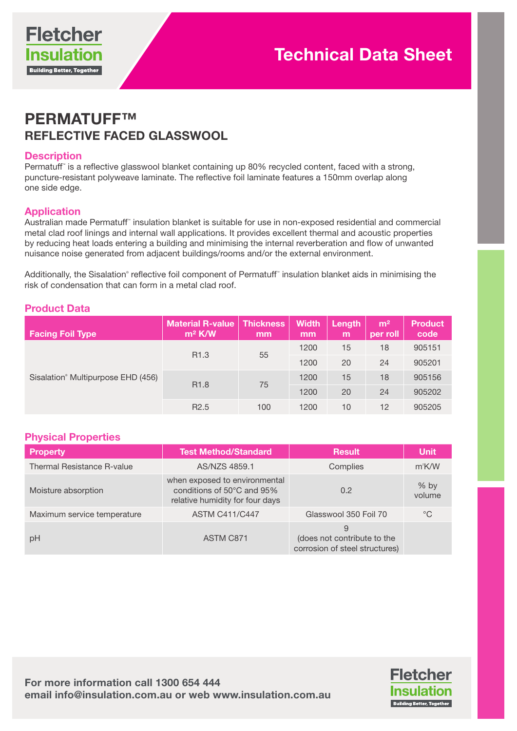# Technical Data Sheet

## PERMATUFF™
## REFLECTIVE FACED GLASSWOOL

### Description

Permatuff™ is a reflective glasswool blanket containing up 80% recycled content, faced with a strong, puncture-resistant polyweave laminate. The reflective foil laminate features a 150mm overlap along one side edge.

### Application

Australian made Permatuff™ insulation blanket is suitable for use in non-exposed residential and commercial metal clad roof linings and internal wall applications. It provides excellent thermal and acoustic properties by reducing heat loads entering a building and minimising the internal reverberation and flow of unwanted nuisance noise generated from adjacent buildings/rooms and/or the external environment.

Additionally, the Sisalation® reflective foil component of Permatuff™ insulation blanket aids in minimising the risk of condensation that can form in a metal clad roof.

### Product Data

| Facing Foil Type | Material R-value m² K/W | Thickness mm | Width mm | Length m | m² per roll | Product code |
|---|---|---|---|---|---|---|
| Sisalation® Multipurpose EHD (456) | R1.3 | 55 | 1200 | 15 | 18 | 905151 |
| | | | 1200 | 20 | 24 | 905201 |
| | R1.8 | 75 | 1200 | 15 | 18 | 905156 |
| | | | 1200 | 20 | 24 | 905202 |
| | R2.5 | 100 | 1200 | 10 | 12 | 905205 |

### Physical Properties

| Property | Test Method/Standard | Result | Unit |
|---|---|---|---|
| Thermal Resistance R-value | AS/NZS 4859.1 | Complies | m²K/W |
| Moisture absorption | when exposed to environmental conditions of 50°C and 95% relative humidity for four days | 0.2 | % by volume |
| Maximum service temperature | ASTM C411/C447 | Glasswool 350 Foil 70 | °C |
| pH | ASTM C871 | 9 (does not contribute to the corrosion of steel structures) | |

**For more information call 1300 654 444**
**email info@insulation.com.au or web www.insulation.com.au**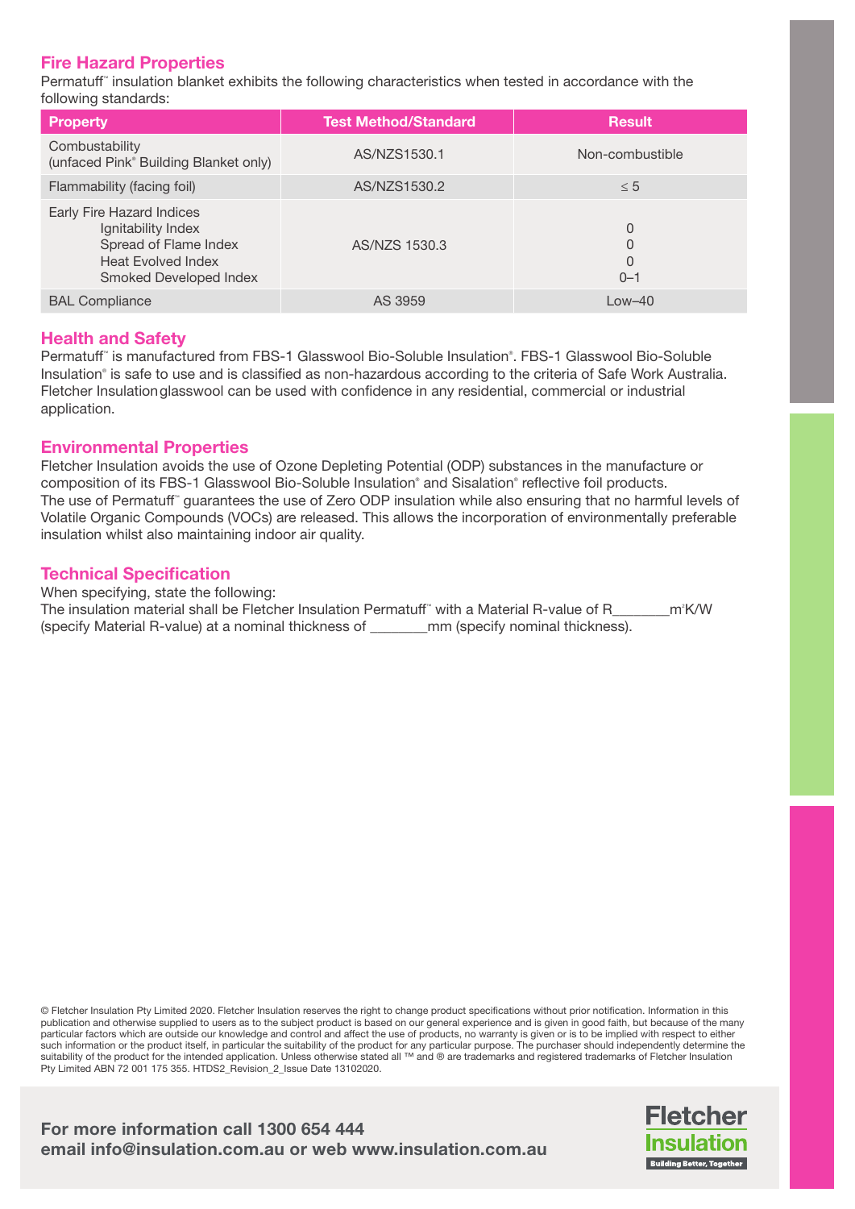## Fire Hazard Properties

Permatuff™ insulation blanket exhibits the following characteristics when tested in accordance with the following standards:

| Property | Test Method/Standard | Result |
|---|---|---|
| Combustability (unfaced Pink® Building Blanket only) | AS/NZS1530.1 | Non-combustible |
| Flammability (facing foil) | AS/NZS1530.2 | ≤ 5 |
| Early Fire Hazard Indices<br>Ignitability Index<br>Spread of Flame Index<br>Heat Evolved Index<br>Smoked Developed Index | AS/NZS 1530.3 | <br>0<br>0<br>0<br>0–1 |
| BAL Compliance | AS 3959 | Low–40 |

## Health and Safety

Permatuff™ is manufactured from FBS-1 Glasswool Bio-Soluble Insulation®. FBS-1 Glasswool Bio-Soluble Insulation® is safe to use and is classified as non-hazardous according to the criteria of Safe Work Australia. Fletcher Insulation glasswool can be used with confidence in any residential, commercial or industrial application.

## Environmental Properties

Fletcher Insulation avoids the use of Ozone Depleting Potential (ODP) substances in the manufacture or composition of its FBS-1 Glasswool Bio-Soluble Insulation® and Sisalation® reflective foil products.
The use of Permatuff™ guarantees the use of Zero ODP insulation while also ensuring that no harmful levels of Volatile Organic Compounds (VOCs) are released. This allows the incorporation of environmentally preferable insulation whilst also maintaining indoor air quality.

## Technical Specification

When specifying, state the following:
The insulation material shall be Fletcher Insulation Permatuff™ with a Material R-value of R_______$m^2K/W$ (specify Material R-value) at a nominal thickness of _______mm (specify nominal thickness).

© Fletcher Insulation Pty Limited 2020. Fletcher Insulation reserves the right to change product specifications without prior notification. Information in this publication and otherwise supplied to users as to the subject product is based on our general experience and is given in good faith, but because of the many particular factors which are outside our knowledge and control and affect the use of products, no warranty is given or is to be implied with respect to either such information or the product itself, in particular the suitability of the product for any particular purpose. The purchaser should independently determine the suitability of the product for the intended application. Unless otherwise stated all ™ and ® are trademarks and registered trademarks of Fletcher Insulation Pty Limited ABN 72 001 175 355. HTDS2_Revision_2_Issue Date 13102020.

**For more information call 1300 654 444**
**email info@insulation.com.au or web www.insulation.com.au**

Fletcher Insulation
Building Better, Together